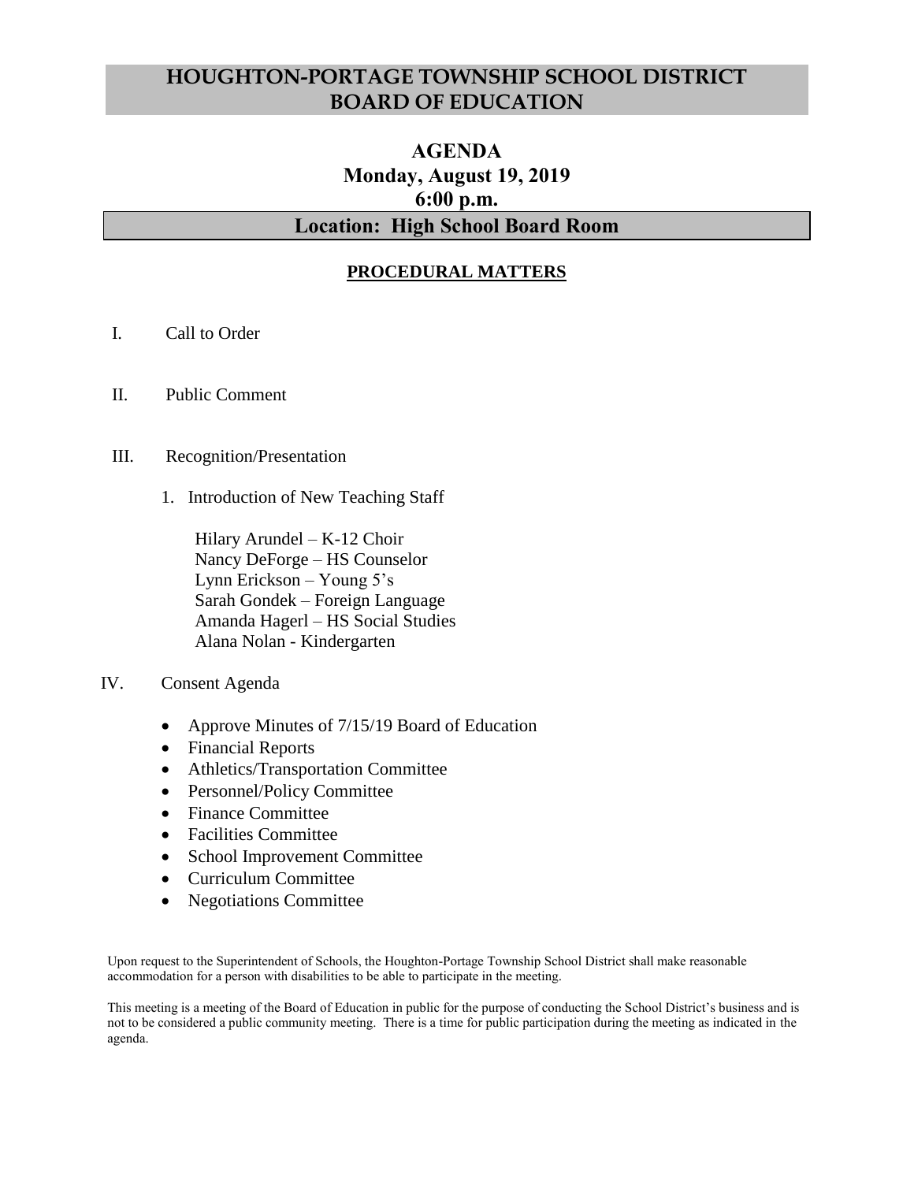# HOUGHTON-PORTAGE TOWNSHIP SCHOOL DISTRICT BOARD OF EDUCATION

## AGENDA
## Monday, August 19, 2019
## 6:00 p.m.

### Location: High School Board Room

**PROCEDURAL MATTERS**

I. Call to Order

II. Public Comment

III. Recognition/Presentation

1. Introduction of New Teaching Staff

   Hilary Arundel – K-12 Choir
   Nancy DeForge – HS Counselor
   Lynn Erickson – Young 5's
   Sarah Gondek – Foreign Language
   Amanda Hagerl – HS Social Studies
   Alana Nolan - Kindergarten

IV. Consent Agenda

- Approve Minutes of 7/15/19 Board of Education
- Financial Reports
- Athletics/Transportation Committee
- Personnel/Policy Committee
- Finance Committee
- Facilities Committee
- School Improvement Committee
- Curriculum Committee
- Negotiations Committee

Upon request to the Superintendent of Schools, the Houghton-Portage Township School District shall make reasonable accommodation for a person with disabilities to be able to participate in the meeting.

This meeting is a meeting of the Board of Education in public for the purpose of conducting the School District's business and is not to be considered a public community meeting. There is a time for public participation during the meeting as indicated in the agenda.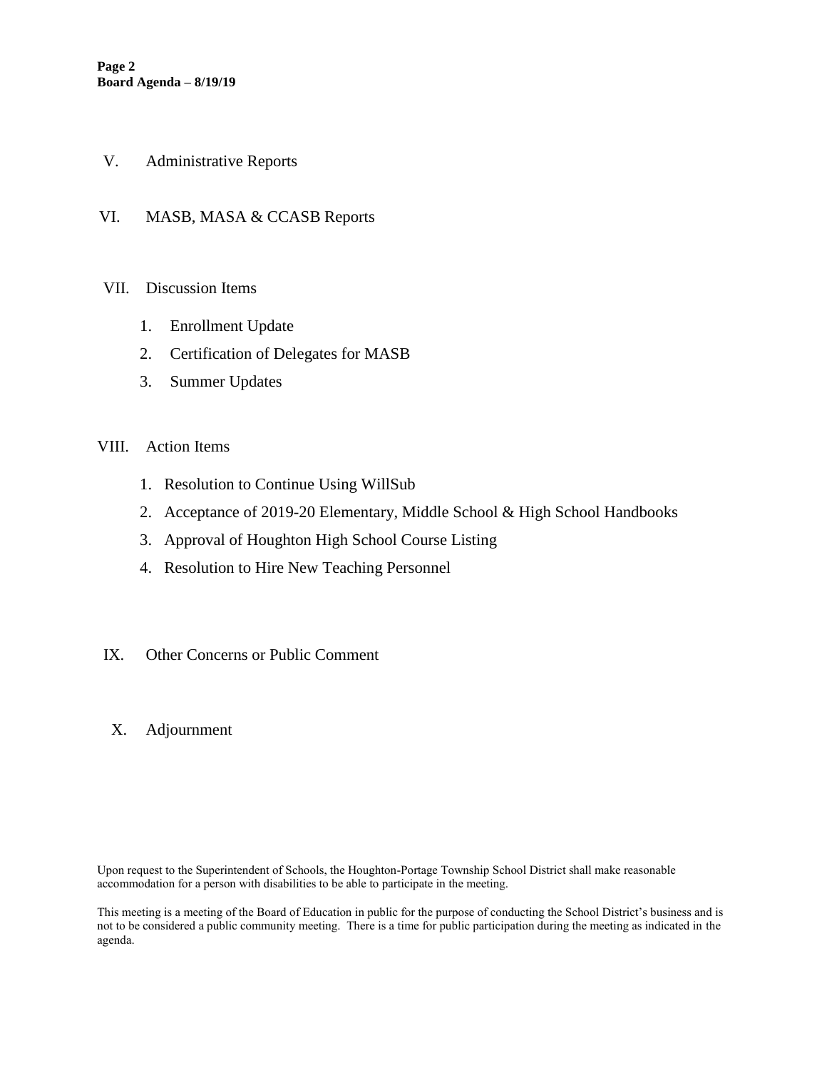V. Administrative Reports

VI. MASB, MASA & CCASB Reports

VII. Discussion Items

1. Enrollment Update
2. Certification of Delegates for MASB
3. Summer Updates

VIII. Action Items

1. Resolution to Continue Using WillSub
2. Acceptance of 2019-20 Elementary, Middle School & High School Handbooks
3. Approval of Houghton High School Course Listing
4. Resolution to Hire New Teaching Personnel

IX. Other Concerns or Public Comment

X. Adjournment

Upon request to the Superintendent of Schools, the Houghton-Portage Township School District shall make reasonable accommodation for a person with disabilities to be able to participate in the meeting.

This meeting is a meeting of the Board of Education in public for the purpose of conducting the School District's business and is not to be considered a public community meeting. There is a time for public participation during the meeting as indicated in the agenda.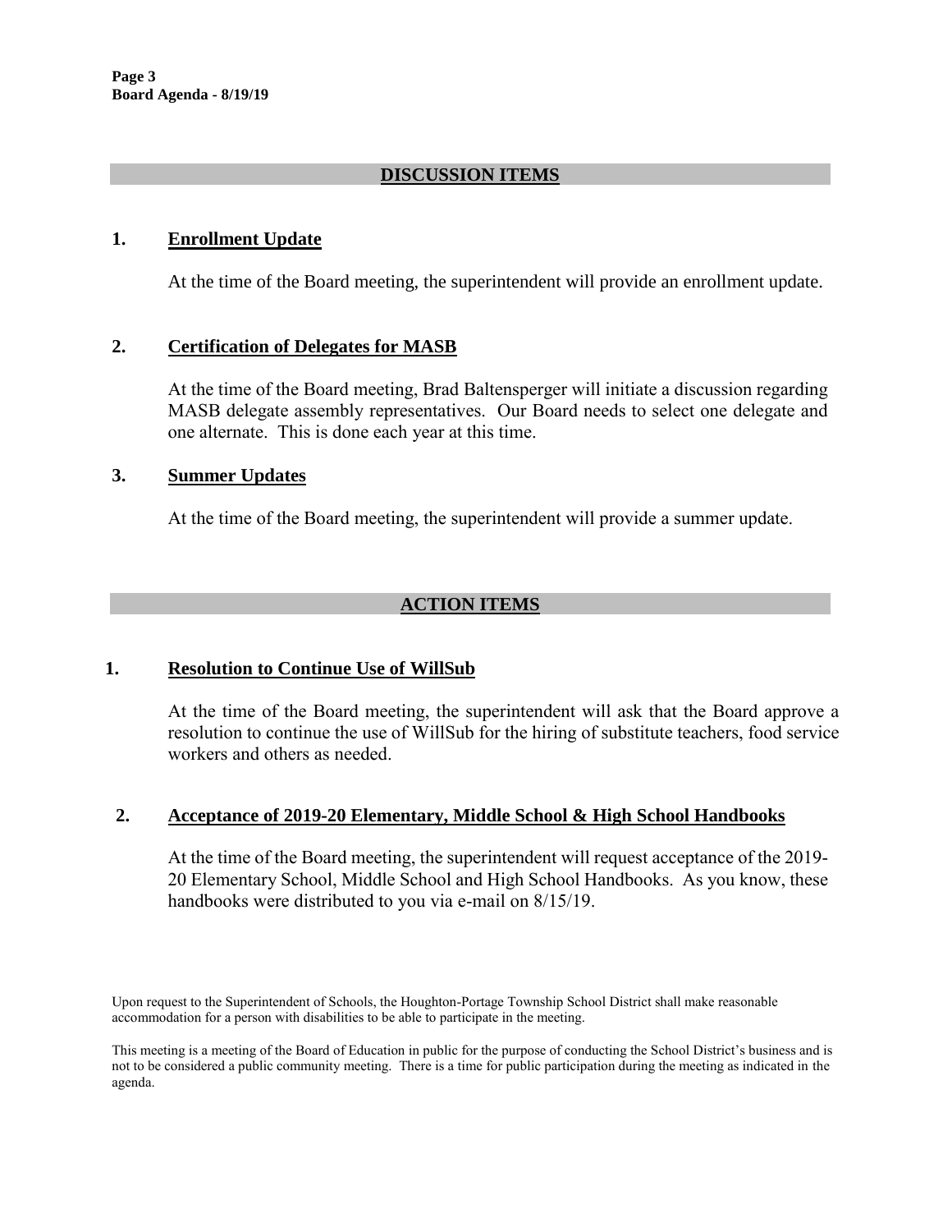## DISCUSSION ITEMS

### 1. Enrollment Update

At the time of the Board meeting, the superintendent will provide an enrollment update.

### 2. Certification of Delegates for MASB

At the time of the Board meeting, Brad Baltensperger will initiate a discussion regarding MASB delegate assembly representatives. Our Board needs to select one delegate and one alternate. This is done each year at this time.

### 3. Summer Updates

At the time of the Board meeting, the superintendent will provide a summer update.

## ACTION ITEMS

### 1. Resolution to Continue Use of WillSub

At the time of the Board meeting, the superintendent will ask that the Board approve a resolution to continue the use of WillSub for the hiring of substitute teachers, food service workers and others as needed.

### 2. Acceptance of 2019-20 Elementary, Middle School & High School Handbooks

At the time of the Board meeting, the superintendent will request acceptance of the 2019-20 Elementary School, Middle School and High School Handbooks. As you know, these handbooks were distributed to you via e-mail on 8/15/19.

Upon request to the Superintendent of Schools, the Houghton-Portage Township School District shall make reasonable accommodation for a person with disabilities to be able to participate in the meeting.

This meeting is a meeting of the Board of Education in public for the purpose of conducting the School District's business and is not to be considered a public community meeting. There is a time for public participation during the meeting as indicated in the agenda.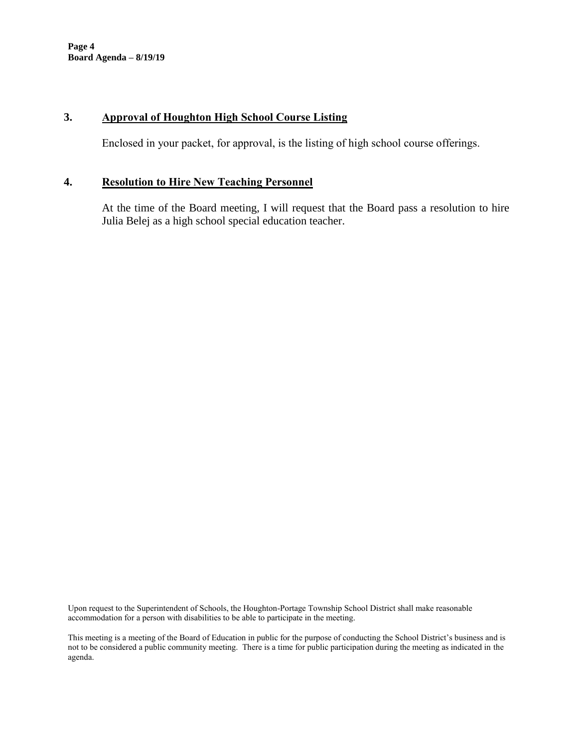## 3. Approval of Houghton High School Course Listing

Enclosed in your packet, for approval, is the listing of high school course offerings.

## 4. Resolution to Hire New Teaching Personnel

At the time of the Board meeting, I will request that the Board pass a resolution to hire Julia Belej as a high school special education teacher.

Upon request to the Superintendent of Schools, the Houghton-Portage Township School District shall make reasonable accommodation for a person with disabilities to be able to participate in the meeting.

This meeting is a meeting of the Board of Education in public for the purpose of conducting the School District's business and is not to be considered a public community meeting. There is a time for public participation during the meeting as indicated in the agenda.